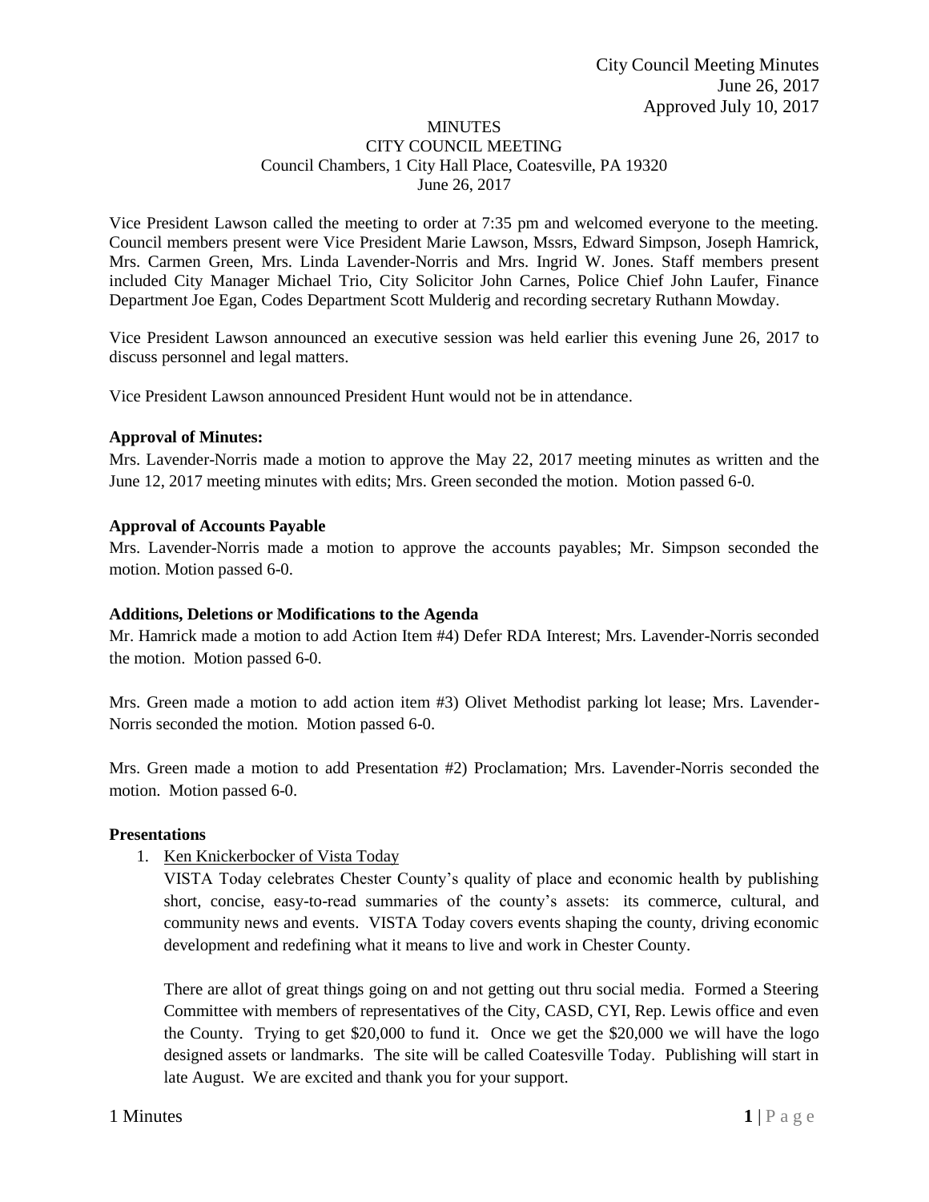City Council Meeting Minutes
June 26, 2017
Approved July 10, 2017

# MINUTES
## CITY COUNCIL MEETING
Council Chambers, 1 City Hall Place, Coatesville, PA 19320
June 26, 2017

Vice President Lawson called the meeting to order at 7:35 pm and welcomed everyone to the meeting. Council members present were Vice President Marie Lawson, Mssrs, Edward Simpson, Joseph Hamrick, Mrs. Carmen Green, Mrs. Linda Lavender-Norris and Mrs. Ingrid W. Jones. Staff members present included City Manager Michael Trio, City Solicitor John Carnes, Police Chief John Laufer, Finance Department Joe Egan, Codes Department Scott Mulderig and recording secretary Ruthann Mowday.

Vice President Lawson announced an executive session was held earlier this evening June 26, 2017 to discuss personnel and legal matters.

Vice President Lawson announced President Hunt would not be in attendance.

**Approval of Minutes:**

Mrs. Lavender-Norris made a motion to approve the May 22, 2017 meeting minutes as written and the June 12, 2017 meeting minutes with edits; Mrs. Green seconded the motion. Motion passed 6-0.

**Approval of Accounts Payable**

Mrs. Lavender-Norris made a motion to approve the accounts payables; Mr. Simpson seconded the motion. Motion passed 6-0.

**Additions, Deletions or Modifications to the Agenda**

Mr. Hamrick made a motion to add Action Item #4) Defer RDA Interest; Mrs. Lavender-Norris seconded the motion. Motion passed 6-0.

Mrs. Green made a motion to add action item #3) Olivet Methodist parking lot lease; Mrs. Lavender-Norris seconded the motion. Motion passed 6-0.

Mrs. Green made a motion to add Presentation #2) Proclamation; Mrs. Lavender-Norris seconded the motion. Motion passed 6-0.

**Presentations**

1. Ken Knickerbocker of Vista Today

   VISTA Today celebrates Chester County's quality of place and economic health by publishing short, concise, easy-to-read summaries of the county's assets: its commerce, cultural, and community news and events. VISTA Today covers events shaping the county, driving economic development and redefining what it means to live and work in Chester County.

   There are allot of great things going on and not getting out thru social media. Formed a Steering Committee with members of representatives of the City, CASD, CYI, Rep. Lewis office and even the County. Trying to get $20,000 to fund it. Once we get the $20,000 we will have the logo designed assets or landmarks. The site will be called Coatesville Today. Publishing will start in late August. We are excited and thank you for your support.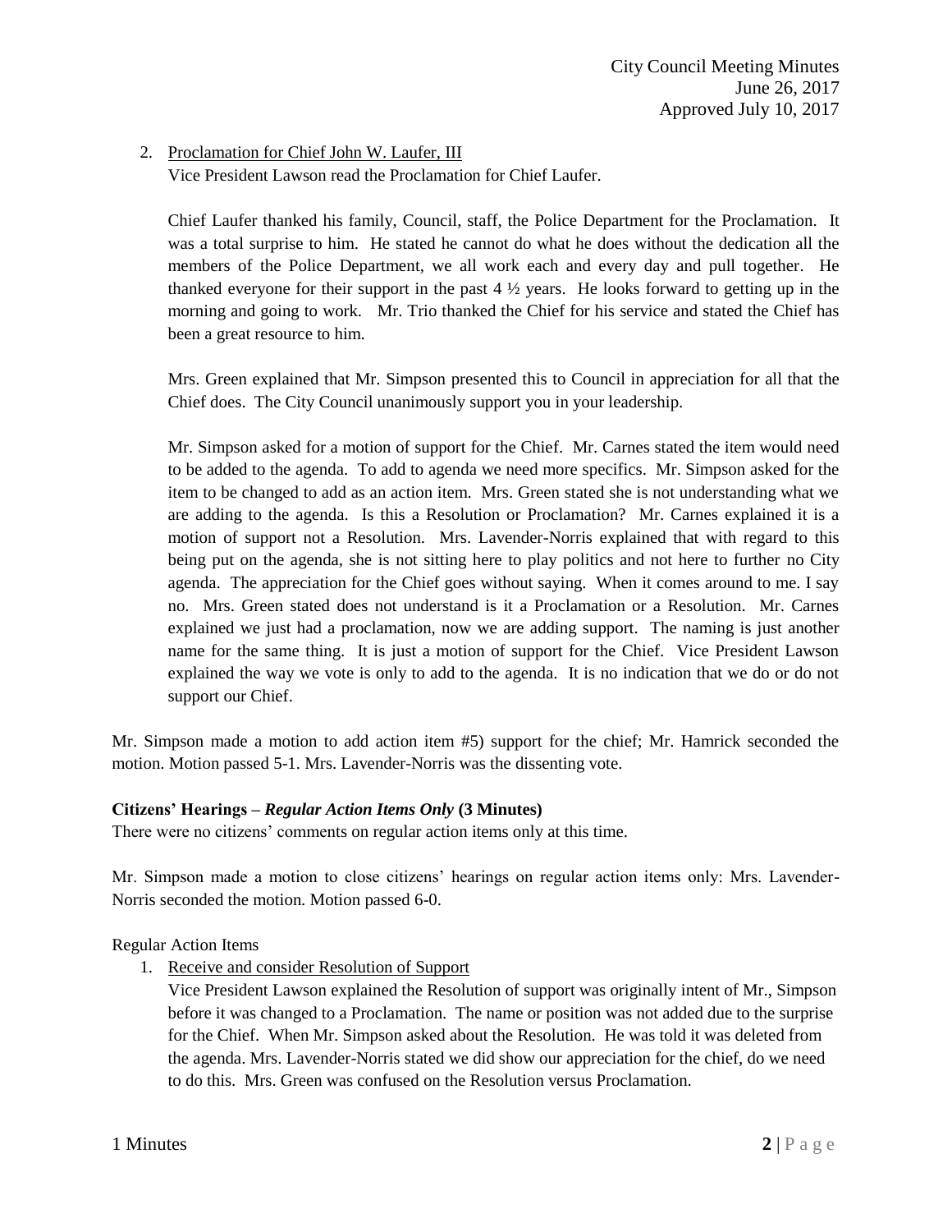2. Proclamation for Chief John W. Laufer, III

   Vice President Lawson read the Proclamation for Chief Laufer.

   Chief Laufer thanked his family, Council, staff, the Police Department for the Proclamation. It was a total surprise to him. He stated he cannot do what he does without the dedication all the members of the Police Department, we all work each and every day and pull together. He thanked everyone for their support in the past 4 ½ years. He looks forward to getting up in the morning and going to work. Mr. Trio thanked the Chief for his service and stated the Chief has been a great resource to him.

   Mrs. Green explained that Mr. Simpson presented this to Council in appreciation for all that the Chief does. The City Council unanimously support you in your leadership.

   Mr. Simpson asked for a motion of support for the Chief. Mr. Carnes stated the item would need to be added to the agenda. To add to agenda we need more specifics. Mr. Simpson asked for the item to be changed to add as an action item. Mrs. Green stated she is not understanding what we are adding to the agenda. Is this a Resolution or Proclamation? Mr. Carnes explained it is a motion of support not a Resolution. Mrs. Lavender-Norris explained that with regard to this being put on the agenda, she is not sitting here to play politics and not here to further no City agenda. The appreciation for the Chief goes without saying. When it comes around to me. I say no. Mrs. Green stated does not understand is it a Proclamation or a Resolution. Mr. Carnes explained we just had a proclamation, now we are adding support. The naming is just another name for the same thing. It is just a motion of support for the Chief. Vice President Lawson explained the way we vote is only to add to the agenda. It is no indication that we do or do not support our Chief.

Mr. Simpson made a motion to add action item #5) support for the chief; Mr. Hamrick seconded the motion. Motion passed 5-1. Mrs. Lavender-Norris was the dissenting vote.

**Citizens' Hearings – *Regular Action Items Only* (3 Minutes)**

There were no citizens' comments on regular action items only at this time.

Mr. Simpson made a motion to close citizens' hearings on regular action items only: Mrs. Lavender-Norris seconded the motion. Motion passed 6-0.

Regular Action Items

1. Receive and consider Resolution of Support

   Vice President Lawson explained the Resolution of support was originally intent of Mr., Simpson before it was changed to a Proclamation. The name or position was not added due to the surprise for the Chief. When Mr. Simpson asked about the Resolution. He was told it was deleted from the agenda. Mrs. Lavender-Norris stated we did show our appreciation for the chief, do we need to do this. Mrs. Green was confused on the Resolution versus Proclamation.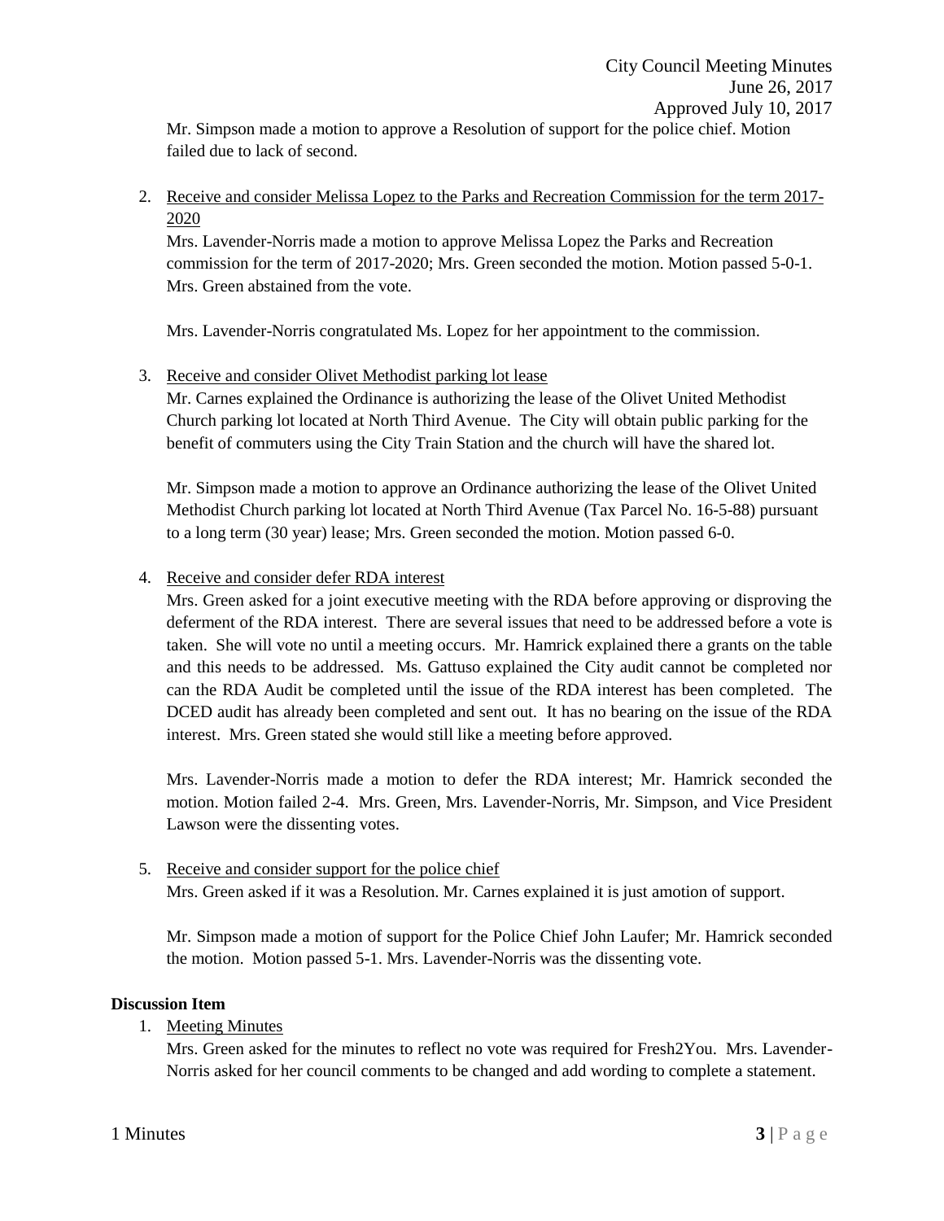Mr. Simpson made a motion to approve a Resolution of support for the police chief. Motion failed due to lack of second.

2. Receive and consider Melissa Lopez to the Parks and Recreation Commission for the term 2017-2020

   Mrs. Lavender-Norris made a motion to approve Melissa Lopez the Parks and Recreation commission for the term of 2017-2020; Mrs. Green seconded the motion. Motion passed 5-0-1. Mrs. Green abstained from the vote.

   Mrs. Lavender-Norris congratulated Ms. Lopez for her appointment to the commission.

3. Receive and consider Olivet Methodist parking lot lease

   Mr. Carnes explained the Ordinance is authorizing the lease of the Olivet United Methodist Church parking lot located at North Third Avenue. The City will obtain public parking for the benefit of commuters using the City Train Station and the church will have the shared lot.

   Mr. Simpson made a motion to approve an Ordinance authorizing the lease of the Olivet United Methodist Church parking lot located at North Third Avenue (Tax Parcel No. 16-5-88) pursuant to a long term (30 year) lease; Mrs. Green seconded the motion. Motion passed 6-0.

4. Receive and consider defer RDA interest

   Mrs. Green asked for a joint executive meeting with the RDA before approving or disproving the deferment of the RDA interest. There are several issues that need to be addressed before a vote is taken. She will vote no until a meeting occurs. Mr. Hamrick explained there a grants on the table and this needs to be addressed. Ms. Gattuso explained the City audit cannot be completed nor can the RDA Audit be completed until the issue of the RDA interest has been completed. The DCED audit has already been completed and sent out. It has no bearing on the issue of the RDA interest. Mrs. Green stated she would still like a meeting before approved.

   Mrs. Lavender-Norris made a motion to defer the RDA interest; Mr. Hamrick seconded the motion. Motion failed 2-4. Mrs. Green, Mrs. Lavender-Norris, Mr. Simpson, and Vice President Lawson were the dissenting votes.

5. Receive and consider support for the police chief

   Mrs. Green asked if it was a Resolution. Mr. Carnes explained it is just amotion of support.

   Mr. Simpson made a motion of support for the Police Chief John Laufer; Mr. Hamrick seconded the motion. Motion passed 5-1. Mrs. Lavender-Norris was the dissenting vote.

**Discussion Item**

1. Meeting Minutes

   Mrs. Green asked for the minutes to reflect no vote was required for Fresh2You. Mrs. Lavender-Norris asked for her council comments to be changed and add wording to complete a statement.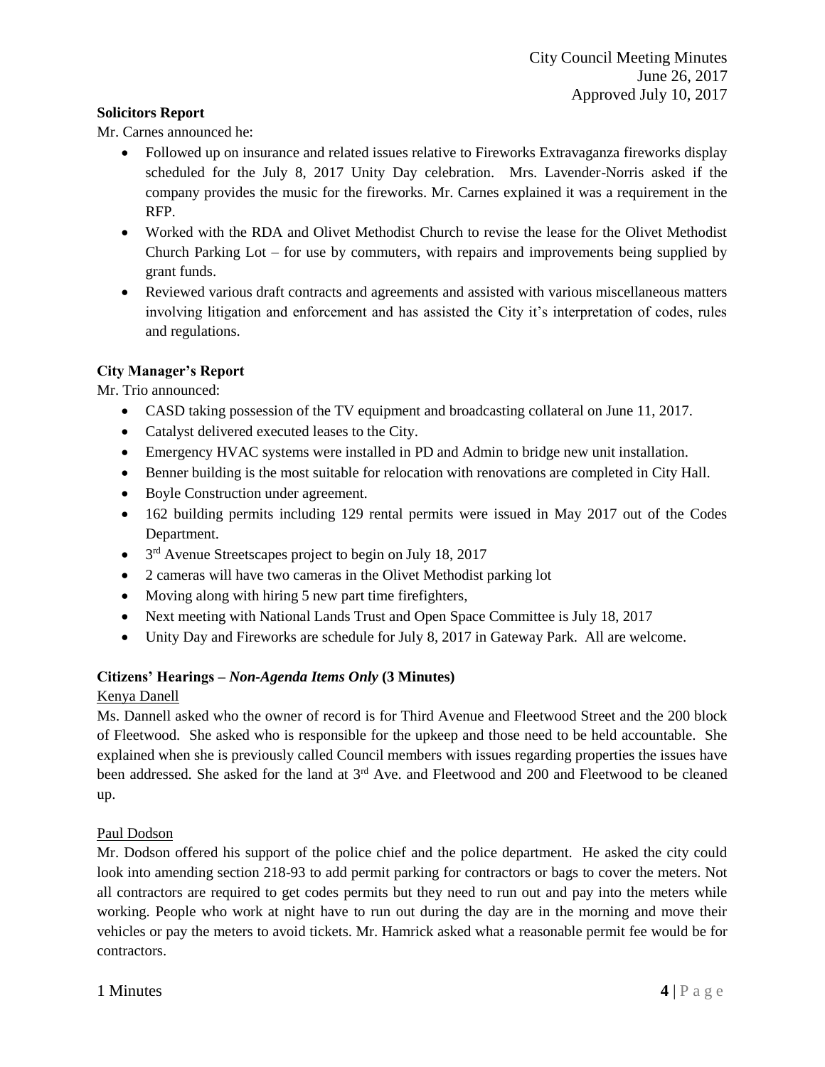**Solicitors Report**

Mr. Carnes announced he:

- Followed up on insurance and related issues relative to Fireworks Extravaganza fireworks display scheduled for the July 8, 2017 Unity Day celebration. Mrs. Lavender-Norris asked if the company provides the music for the fireworks. Mr. Carnes explained it was a requirement in the RFP.
- Worked with the RDA and Olivet Methodist Church to revise the lease for the Olivet Methodist Church Parking Lot – for use by commuters, with repairs and improvements being supplied by grant funds.
- Reviewed various draft contracts and agreements and assisted with various miscellaneous matters involving litigation and enforcement and has assisted the City it's interpretation of codes, rules and regulations.

**City Manager's Report**

Mr. Trio announced:

- CASD taking possession of the TV equipment and broadcasting collateral on June 11, 2017.
- Catalyst delivered executed leases to the City.
- Emergency HVAC systems were installed in PD and Admin to bridge new unit installation.
- Benner building is the most suitable for relocation with renovations are completed in City Hall.
- Boyle Construction under agreement.
- 162 building permits including 129 rental permits were issued in May 2017 out of the Codes Department.
- 3rd Avenue Streetscapes project to begin on July 18, 2017
- 2 cameras will have two cameras in the Olivet Methodist parking lot
- Moving along with hiring 5 new part time firefighters,
- Next meeting with National Lands Trust and Open Space Committee is July 18, 2017
- Unity Day and Fireworks are schedule for July 8, 2017 in Gateway Park. All are welcome.

**Citizens' Hearings – *Non-Agenda Items Only* (3 Minutes)**

Kenya Danell

Ms. Dannell asked who the owner of record is for Third Avenue and Fleetwood Street and the 200 block of Fleetwood. She asked who is responsible for the upkeep and those need to be held accountable. She explained when she is previously called Council members with issues regarding properties the issues have been addressed. She asked for the land at 3rd Ave. and Fleetwood and 200 and Fleetwood to be cleaned up.

Paul Dodson

Mr. Dodson offered his support of the police chief and the police department. He asked the city could look into amending section 218-93 to add permit parking for contractors or bags to cover the meters. Not all contractors are required to get codes permits but they need to run out and pay into the meters while working. People who work at night have to run out during the day are in the morning and move their vehicles or pay the meters to avoid tickets. Mr. Hamrick asked what a reasonable permit fee would be for contractors.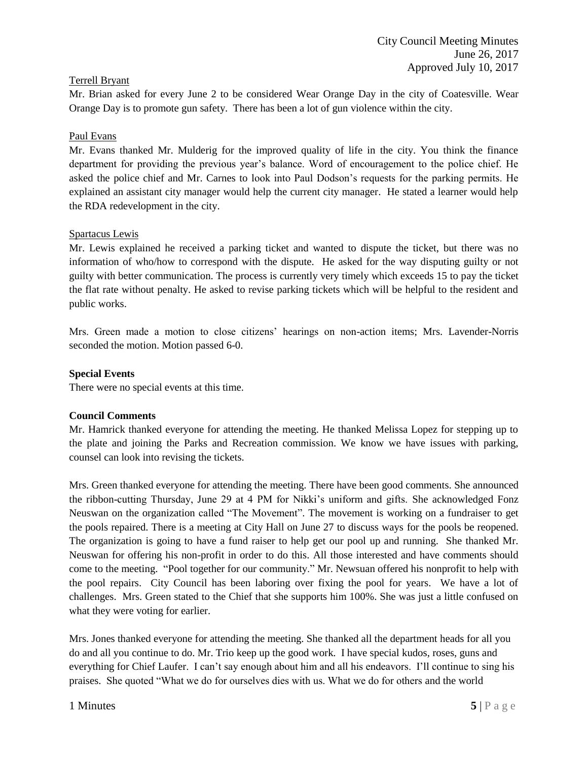Terrell Bryant

Mr. Brian asked for every June 2 to be considered Wear Orange Day in the city of Coatesville. Wear Orange Day is to promote gun safety. There has been a lot of gun violence within the city.

Paul Evans

Mr. Evans thanked Mr. Mulderig for the improved quality of life in the city. You think the finance department for providing the previous year's balance. Word of encouragement to the police chief. He asked the police chief and Mr. Carnes to look into Paul Dodson's requests for the parking permits. He explained an assistant city manager would help the current city manager. He stated a learner would help the RDA redevelopment in the city.

Spartacus Lewis

Mr. Lewis explained he received a parking ticket and wanted to dispute the ticket, but there was no information of who/how to correspond with the dispute. He asked for the way disputing guilty or not guilty with better communication. The process is currently very timely which exceeds 15 to pay the ticket the flat rate without penalty. He asked to revise parking tickets which will be helpful to the resident and public works.

Mrs. Green made a motion to close citizens' hearings on non-action items; Mrs. Lavender-Norris seconded the motion. Motion passed 6-0.

**Special Events**

There were no special events at this time.

**Council Comments**

Mr. Hamrick thanked everyone for attending the meeting. He thanked Melissa Lopez for stepping up to the plate and joining the Parks and Recreation commission. We know we have issues with parking, counsel can look into revising the tickets.

Mrs. Green thanked everyone for attending the meeting. There have been good comments. She announced the ribbon-cutting Thursday, June 29 at 4 PM for Nikki's uniform and gifts. She acknowledged Fonz Neuswan on the organization called "The Movement". The movement is working on a fundraiser to get the pools repaired. There is a meeting at City Hall on June 27 to discuss ways for the pools be reopened. The organization is going to have a fund raiser to help get our pool up and running. She thanked Mr. Neuswan for offering his non-profit in order to do this. All those interested and have comments should come to the meeting. "Pool together for our community." Mr. Newsuan offered his nonprofit to help with the pool repairs. City Council has been laboring over fixing the pool for years. We have a lot of challenges. Mrs. Green stated to the Chief that she supports him 100%. She was just a little confused on what they were voting for earlier.

Mrs. Jones thanked everyone for attending the meeting. She thanked all the department heads for all you do and all you continue to do. Mr. Trio keep up the good work. I have special kudos, roses, guns and everything for Chief Laufer. I can't say enough about him and all his endeavors. I'll continue to sing his praises. She quoted "What we do for ourselves dies with us. What we do for others and the world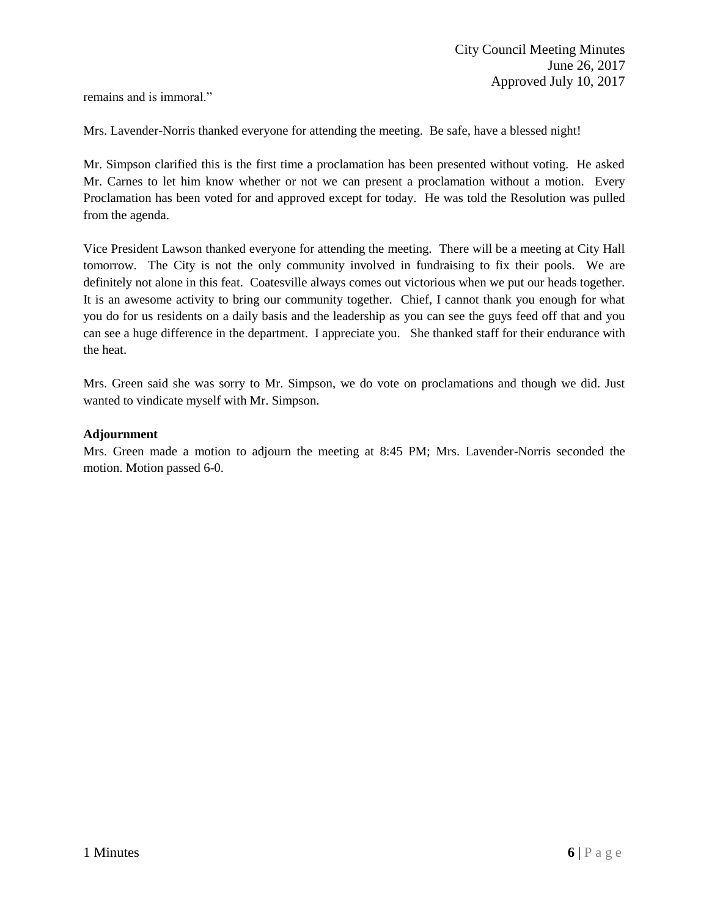remains and is immoral."

Mrs. Lavender-Norris thanked everyone for attending the meeting. Be safe, have a blessed night!

Mr. Simpson clarified this is the first time a proclamation has been presented without voting. He asked Mr. Carnes to let him know whether or not we can present a proclamation without a motion. Every Proclamation has been voted for and approved except for today. He was told the Resolution was pulled from the agenda.

Vice President Lawson thanked everyone for attending the meeting. There will be a meeting at City Hall tomorrow. The City is not the only community involved in fundraising to fix their pools. We are definitely not alone in this feat. Coatesville always comes out victorious when we put our heads together. It is an awesome activity to bring our community together. Chief, I cannot thank you enough for what you do for us residents on a daily basis and the leadership as you can see the guys feed off that and you can see a huge difference in the department. I appreciate you. She thanked staff for their endurance with the heat.

Mrs. Green said she was sorry to Mr. Simpson, we do vote on proclamations and though we did. Just wanted to vindicate myself with Mr. Simpson.

**Adjournment**

Mrs. Green made a motion to adjourn the meeting at 8:45 PM; Mrs. Lavender-Norris seconded the motion. Motion passed 6-0.